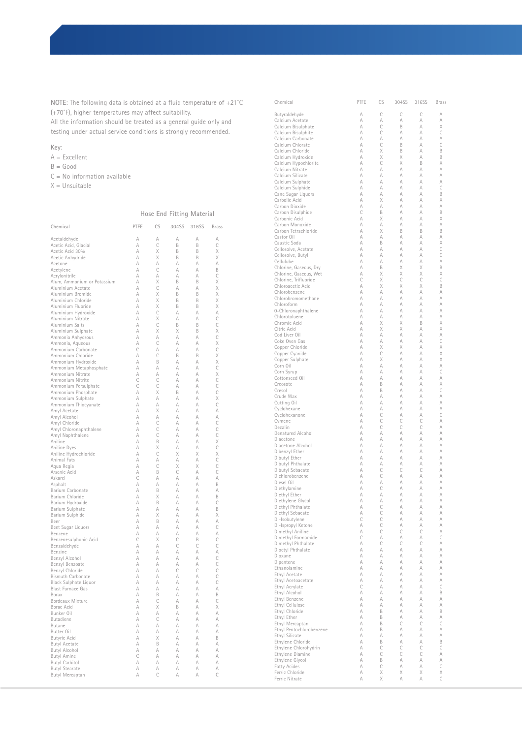NOTE: The following data is obtained at a fluid temperature of +21˚C (+70˚F), higher temperatures may affect suitability.

All the information should be treated as a general guide only and testing under actual service conditions is strongly recommended.

Key:

A = Excellent

B = Good

C = No information available

X = Unsuitable

## Hose End Fitting Material

| Chemical | PTFE | CS | 304SS | 316SS | Brass |
|---|---|---|---|---|---|
| Acetaldehyde | A | A | A | A | A |
| Acetic Acid, Glacial | A | C | B | B | C |
| Acetic Acid 30% | A | X | B | B | X |
| Acetic Anhydride | A | X | B | B | X |
| Acetone | A | A | A | A | A |
| Acetylene | A | C | A | A | B |
| Acrylonitrile | A | A | A | A | C |
| Alum, Ammonium or Potassium | A | X | B | B | X |
| Aluminium Acetate | A | C | A | A | X |
| Aluminium Bromide | A | X | B | B | X |
| Aluminium Chloride | A | X | B | B | X |
| Aluminium Fluoride | A | X | B | B | X |
| Aluminium Hydroxide | A | C | A | A | A |
| Aluminium Nitrate | A | X | A | A | C |
| Aluminium Salts | A | C | B | B | C |
| Aluminium Sulphate | A | X | X | B | X |
| Ammonia Anhydrous | A | A | A | A | C |
| Ammonia, Aqueous | A | C | A | A | X |
| Ammonium Carbonate | C | A | A | A | C |
| Ammonium Chloride | A | C | B | B | X |
| Ammonium Hydroxide | A | B | A | A | X |
| Ammonium Metaphosphate | A | A | A | A | C |
| Ammonium Nitrate | A | A | A | A | X |
| Ammonium Nitrite | C | C | A | A | C |
| Ammonium Persulphate | C | C | A | A | C |
| Ammonium Phosphate | A | X | B | A | C |
| Ammonium Sulphate | A | A | A | A | X |
| Ammonium Thiocyanate | A | A | A | A | C |
| Amyl Acetate | A | X | A | A | A |
| Amyl Alcohol | A | A | A | A | A |
| Amyl Chloride | A | C | A | A | C |
| Amyl Chloronaphthalene | A | C | A | A | C |
| Amyl Naphthalene | A | C | A | A | C |
| Aniline | A | B | A | A | X |
| Aniline Dyes | A | X | A | A | C |
| Aniline Hydrochloride | A | C | X | X | X |
| Animal Fats | A | A | A | A | C |
| Aqua Regia | A | C | X | X | C |
| Arsenic Acid | A | B | C | A | C |
| Askarel | C | A | A | A | A |
| Asphalt | A | A | A | A | B |
| Barium Carbonate | A | B | A | A | A |
| Barium Chloride | A | X | A | A | B |
| Barium Hydroxide | A | B | A | A | C |
| Barium Sulphate | A | A | A | A | B |
| Barium Sulphide | A | X | A | A | X |
| Beer | A | B | A | A | A |
| Beet Sugar Liquors | A | A | A | A | C |
| Benzene | A | A | A | A | A |
| Benzenesulphonic Acid | C | X | C | B | C |
| Benzaldehyde | A | A | C | C | C |
| Benzine | A | A | A | A | A |
| Benzyl Alcohol | A | A | A | A | C |
| Benzyl Benzoate | A | A | A | A | C |
| Benzyl Chloride | A | A | C | C | C |
| Bismuth Carbonate | A | A | A | A | C |
| Black Sulphate Liquor | A | A | A | A | C |
| Blast Furnace Gas | A | A | A | A | A |
| Borax | A | B | A | A | B |
| Bordeaux Mixture | A | C | A | A | C |
| Borac Acid | A | X | B | A | X |
| Bunker Oil | A | A | A | A | A |
| Butadiene | A | C | A | A | A |
| Butane | A | A | A | A | A |
| Butter Oil | A | A | A | A | A |
| Butyric Acid | A | X | A | A | B |
| Butyl Acetate | A | B | A | A | A |
| Butyl Alcohol | A | A | A | A | A |
| Butyl Amine | C | A | A | A | A |
| Butyl Carbitol | A | A | A | A | A |
| Butyl Stearate | A | A | A | A | A |
| Butyl Mercaptan | A | C | A | A | C |
| Butyraldehyde | A | C | C | C | A |
| Calcium Acetate | A | A | A | A | A |
| Calcium Bisulphate | A | C | B | A | X |
| Calcium Bisulphite | A | C | A | A | C |
| Calcium Carbonate | A | A | A | A | A |
| Calcium Chlorate | A | C | B | A | C |
| Calcium Chloride | A | X | B | A | B |
| Calcium Hydroxide | A | X | X | A | B |
| Calcium Hypochlorite | A | C | X | B | X |
| Calcium Nitrate | A | A | A | A | A |
| Calcium Silicate | A | A | A | A | A |
| Calcium Sulphate | A | A | A | A | A |
| Calcium Sulphide | A | A | A | A | C |
| Cane Sugar Liquors | A | A | A | A | B |
| Carbolic Acid | A | X | A | A | X |
| Carbon Dioxide | A | A | A | A | A |
| Carbon Disulphide | C | B | A | A | B |
| Carbonic Acid | A | X | A | A | X |
| Carbon Monoxide | A | A | A | A | A |
| Carbon Tetrachloride | A | X | B | B | B |
| Castor Oil | A | A | A | A | A |
| Caustic Soda | A | B | A | A | X |
| Cellosolve, Acetate | A | A | A | A | C |
| Cellosolve, Butyl | A | A | A | A | C |
| Cellulube | A | A | A | A | A |
| Chlorine, Gaseous, Dry | A | B | X | X | B |
| Chlorine, Gaseous, Wet | A | X | X | X | X |
| Chlorine, Trifluoride | C | X | C | C | C |
| Chloroacetic Acid | A | X | X | X | B |
| Chlorobenzene | A | A | A | A | A |
| Chlorobromomethane | A | A | A | A | A |
| Chloroform | A | A | A | A | A |
| 0-Chloronaphthalene | A | A | A | A | A |
| Chlorotoluene | A | A | A | A | A |
| Chromic Acid | A | X | X | B | X |
| Citric Acid | A | X | X | A | X |
| Cod Liver Oil | A | A | A | A | A |
| Coke Oven Gas | A | A | A | A | C |
| Copper Chloride | A | X | X | A | X |
| Copper Cyanide | A | C | A | A | X |
| Copper Sulphate | A | X | A | A | X |
| Corn Oil | A | A | A | A | A |
| Corn Syrup | A | A | A | A | C |
| Cottonseed Oil | A | A | A | A | A |
| Creosote | A | B | A | A | X |
| Cresol | A | B | A | A | C |
| Crude Wax | A | A | A | A | A |
| Cutting Oil | A | A | A | A | A |
| Cyclohexane | A | A | A | A | A |
| Cyclohexanone | A | C | A | A | C |
| Cymene | A | C | C | C | A |
| Decalin | A | C | C | C | A |
| Denatured Alcohol | A | A | A | A | A |
| Diacetone | A | A | A | A | A |
| Diacetone Alcohol | A | A | A | A | A |
| Dibenzyl Ether | A | A | A | A | A |
| Dibutyl Ether | A | A | A | A | A |
| Dibutyl Phthalate | A | A | A | A | A |
| Dibutyl Sebacate | A | C | C | C | A |
| Dichlorobenzene | A | C | A | A | A |
| Diesel Oil | A | A | A | A | A |
| Diethylamine | A | C | A | A | A |
| Diethyl Ether | A | A | A | A | A |
| Diethylene Glycol | A | A | A | A | A |
| Diethyl Phthalate | A | C | A | A | A |
| Diethyl Sebacate | A | C | A | A | A |
| Di-Isobutylene | C | C | A | A | A |
| Di-Isprop yl Ketone | A | C | A | A | A |
| Dimethyl Aniline | A | C | C | C | A |
| Dimethyl Formamide | C | A | A | A | C |
| Dimethyl Phthalate | A | C | C | C | A |
| Dioctyl Phthalate | A | A | A | A | A |
| Dioxane | A | A | A | A | A |
| Dipentene | A | A | A | A | A |
| Ethanolamine | A | A | A | A | A |
| Ethyl Acetate | A | A | A | A | A |
| Ethyl Acetoacetate | A | A | A | A | A |
| Ethyl Acrylate | C | A | A | A | C |
| Ethyl Alcohol | A | A | A | A | B |
| Ethyl Benzene | A | A | A | A | A |
| Ethyl Cellulose | A | A | A | A | A |
| Ethyl Chloride | A | B | A | A | B |
| Ethyl Ether | A | B | A | A | A |
| Ethyl Mercaptan | A | B | C | C | C |
| Ethyl Pentochlorobenzene | A | B | A | A | A |
| Ethyl Silicate | A | A | A | A | A |
| Ethylene Chloride | A | B | A | A | B |
| Ethylene Chlorohydrin | A | C | C | C | C |
| Ethylene Diamine | A | C | C | C | A |
| Ethylene Glycol | A | B | A | A | A |
| Fatty Acides | A | C | A | A | C |
| Ferric Chloride | A | X | X | X | X |
| Ferric Nitrate | A | X | A | A | C |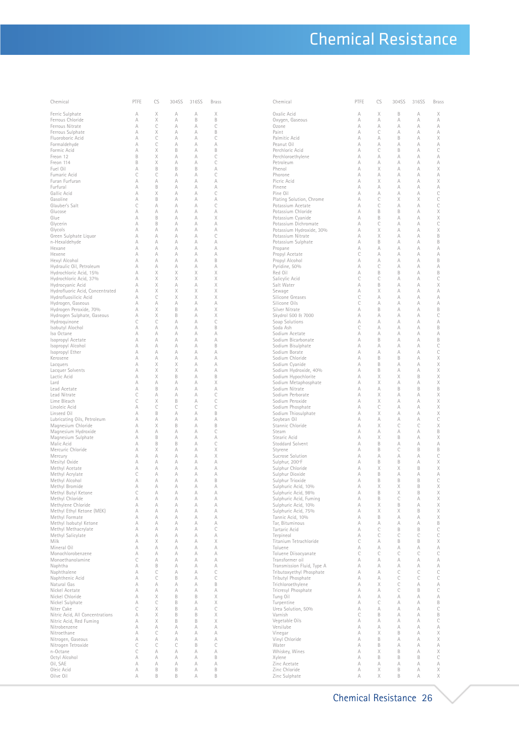# Chemical Resistance

| Chemical | PTFE | CS | 304SS | 316SS | Brass |
|---|---|---|---|---|---|
| Ferric Sulphate | A | X | A | A | X |
| Ferrous Chloride | A | X | A | B | B |
| Ferrous Nitrate | A | C | A | A | C |
| Ferrous Sulphate | A | X | A | A | B |
| Fluoroboric Acid | A | C | A | A | C |
| Formaldehyde | A | C | A | A | A |
| Formic Acid | A | X | B | A | B |
| Freon 12 | B | X | A | A | C |
| Freon 114 | B | X | A | A | C |
| Fuel Oil | A | B | B | B | A |
| Fumaric Acid | C | C | A | A | C |
| Furan Furfuran | A | A | A | A | A |
| Furfural | A | B | A | A | A |
| Gallic Acid | A | X | A | A | C |
| Gasoline | A | B | A | A | A |
| Glauber's Salt | C | A | A | A | C |
| Glucose | A | A | A | A | A |
| Glue | A | B | A | A | X |
| Glycerin | A | B | A | A | A |
| Glycols | A | A | A | A | A |
| Green Sulphate Liquor | A | A | A | A | C |
| n-Hexaldehyde | A | A | A | A | A |
| Hexane | A | A | A | A | A |
| Hexene | A | A | A | A | A |
| Hexyl Alcohol | A | A | A | A | B |
| Hydraulic Oil, Petroleum | A | A | A | A | A |
| Hydrochloric Acid, 15% | A | X | X | X | X |
| Hydrochloric Acid, 37% | A | X | X | X | X |
| Hydrocyanic Acid | A | X | A | A | X |
| Hydrofluoric Acid, Concentrated | A | X | X | X | X |
| Hydrofluosilicic Acid | A | C | X | X | X |
| Hydrogen, Gaseous | A | A | A | A | A |
| Hydrogen Peroxide, 70% | A | X | B | A | X |
| Hydrogen Sulphate, Gaseous | A | X | B | A | X |
| Hydroquinone | C | C | A | A | C |
| Isobutyl Alochol | A | A | A | A | B |
| Iso Octane | A | A | A | A | A |
| Isopropyl Acetate | A | A | A | A | A |
| Isopropyl Alcohol | A | A | A | A | B |
| Isopropyl Ether | A | A | A | A | A |
| Kerosene | A | A | A | A | A |
| Lacquers | A | X | X | A | A |
| Lacquer Solvents | A | X | X | A | A |
| Lactic Acid | A | X | B | A | B |
| Lard | A | A | A | A | X |
| Lead Acetate | A | B | A | A | A |
| Lead Nitrate | C | A | A | A | C |
| Lime Bleach | C | X | B | A | C |
| Linoleic Acid | A | C | C | C | C |
| Linseed Oil | A | B | A | A | B |
| Lubricating Oils, Petroleum | A | A | A | A | A |
| Magnesium Chloride | A | X | B | A | B |
| Magnesium Hydroxide | A | A | A | A | C |
| Magnesium Sulphate | A | B | A | A | A |
| Malic Acid | A | B | B | A | C |
| Mercuric Chloride | A | X | A | A | X |
| Mercury | A | A | A | A | X |
| Mesityl Oxide | A | A | A | A | A |
| Methyl Acetate | A | A | A | A | A |
| Methyl Acrylate | C | A | A | A | A |
| Methyl Alcohol | A | A | A | A | B |
| Methyl Bromide | A | A | A | A | A |
| Methyl Butyl Ketone | C | A | A | A | A |
| Methyl Chloride | A | A | A | A | A |
| Methylene Chloride | A | A | A | A | A |
| Methyl Ethyl Ketone (MEK) | A | A | A | A | A |
| Methyl Formate | A | A | A | A | A |
| Methyl Isobutyl Ketone | A | A | A | A | A |
| Methyl Methacrylate | A | A | A | A | C |
| Methyl Salicylate | A | A | A | A | A |
| Milk | A | X | A | A | X |
| Mineral Oil | A | A | A | A | A |
| Monochlorobenzene | A | A | A | A | A |
| Monoethanolamine | C | A | A | A | A |
| Naphtha | A | B | A | A | A |
| Naphthalene | A | C | A | A | C |
| Naphthenic Acid | A | C | B | A | C |
| Natural Gas | A | A | A | A | B |
| Nickel Acetate | A | A | A | A | X |
| Nickel Chloride | A | X | B | B | X |
| Nickel Sulphate | A | C | B | A | X |
| Niter Cake | C | X | B | A | C |
| Nitric Acid, All Concentrations | A | X | B | B | X |
| Nitric Acid, Red Fuming | A | X | B | B | X |
| Nitrobenzene | A | A | A | A | A |
| Nitroethane | A | C | A | A | A |
| Nitrogen, Gaseous | A | A | A | A | A |
| Nitrogen Tetroxide | C | C | C | B | C |
| n-Octane | C | A | A | A | A |
| Octyl Alcohol | A | A | A | A | B |
| Oil, SAE | A | A | A | A | A |
| Oleic Acid | A | B | B | A | B |
| Oilve Oil | A | B | B | A | B |
| Oxalic Acid | A | X | B | A | X |
| Oxygen, Gaseous | A | A | A | A | A |
| Ozone | A | A | A | A | A |
| Paint | A | C | A | A | A |
| Palmitic Acid | A | A | B | A | X |
| Peanut Oil | A | A | A | A | A |
| Perchloric Acid | A | C | B | A | C |
| Perchloroethylene | A | A | A | A | A |
| Petroleum | A | A | A | A | A |
| Phenol | A | X | A | A | X |
| Phorone | A | A | A | A | A |
| Picric Acid | A | X | A | A | X |
| Pinene | A | A | A | A | A |
| Pine Oil | A | A | A | A | C |
| Plating Solution, Chrome | A | C | X | X | C |
| Potassium Acetate | A | C | A | A | C |
| Potassium Chloride | A | B | B | A | X |
| Potassium Cyanide | A | B | A | A | X |
| Potassium Dichromate | A | C | A | A | C |
| Potassium Hydroxide, 30% | A | X | A | A | X |
| Potassium Nitrate | A | X | A | A | B |
| Potassium Sulphate | A | B | A | A | B |
| Propane | A | A | A | A | A |
| Propyl Acetate | C | A | A | A | A |
| Propyl Alcohol | A | A | A | A | B |
| Pyridine, 50% | A | C | A | A | A |
| Red Oil | A | B | B | A | B |
| Salicylic Acid | C | C | A | A | C |
| Salt Water | A | B | A | A | X |
| Sewage | A | X | A | A | A |
| Silicone Greases | C | A | A | A | A |
| Silicone Oils | C | A | A | A | A |
| Silver Nitrate | A | B | A | A | B |
| Skydrol 500 & 7000 | A | A | A | A | C |
| Soap Solutions | A | A | A | A | A |
| Soda Ash | C | A | A | A | B |
| Sodium Acetate | A | A | A | A | A |
| Sodium Bicarbonate | A | B | A | A | B |
| Sodium Bisulphate | A | A | A | A | C |
| Sodium Borate | A | A | A | A | C |
| Sodium Chloride | A | B | B | A | X |
| Sodium Cyanide | A | B | A | A | X |
| Sodium Hydroxide, 40% | A | B | A | A | X |
| Sodium Hypochlorite | A | X | X | B | X |
| Sodium Metaphosphate | A | X | A | A | X |
| Sodium Nitrate | A | A | B | B | B |
| Sodium Perborate | A | X | A | A | X |
| Sodium Peroxide | A | X | A | A | X |
| Sodium Phosphate | A | C | A | A | X |
| Sodium Thiosulphate | A | X | A | A | X |
| Soybean Oil | A | A | A | A | C |
| Stannic Chloride | A | X | C | C | X |
| Steam | A | A | A | A | B |
| Stearic Acid | A | X | B | A | X |
| Stoddard Solvent | A | B | A | A | A |
| Styrene | A | B | C | B | B |
| Sucrose Solution | A | A | A | A | C |
| Sulphur, 200°F | A | B | B | A | X |
| Sulphur Chloride | A | X | X | B | X |
| Sulphur Dioxide | A | B | A | A | A |
| Sulphur Trioxide | A | B | B | B | C |
| Sulphuric Acid, 10% | A | X | X | B | X |
| Sulphuric Acid, 98% | A | B | X | B | X |
| Sulphuric Acid, Fuming | A | B | C | A | X |
| Sulphuric Acid, 10% | A | X | B | A | X |
| Sulphuric Acid, 75% | A | X | X | B | X |
| Tannic Acid, 10% | A | B | A | A | X |
| Tar, Bituminous | A | A | A | A | B |
| Tartaric Acid | A | C | B | B | C |
| Terpineol | A | C | C | C | C |
| Titanium Tetrachloride | C | A | B | B | X |
| Toluene | A | A | A | A | A |
| Toluene Diisocyanate | C | C | C | C | C |
| Transformer oil | A | A | A | A | A |
| Transmission Fluid, Type A | A | A | A | A | A |
| Tributoxyethyl Phosphate | A | A | C | C | C |
| Tributyl Phosphate | A | A | C | C | C |
| Trichloroethylene | A | X | C | C | A |
| Tricresyl Phosphate | A | A | C | B | C |
| Tung Oil | A | A | A | A | A |
| Turpentine | A | C | A | A | B |
| Urea Solution, 50% | A | X | A | A | C |
| Varnish | C | B | A | A | B |
| Vegetable Oils | A | A | A | A | C |
| Versilube | A | A | A | A | A |
| Vinegar | A | X | B | A | X |
| Vinyl Chloride | A | B | A | A | X |
| Water | A | B | A | A | A |
| Whiskey, Wines | A | X | B | A | X |
| Xylene | A | B | B | B | C |
| Zinc Acetate | A | B | A | A | A |
| Zinc Chloride | A | X | B | A | X |
| Zinc Sulphate | A | X | B | A | X |